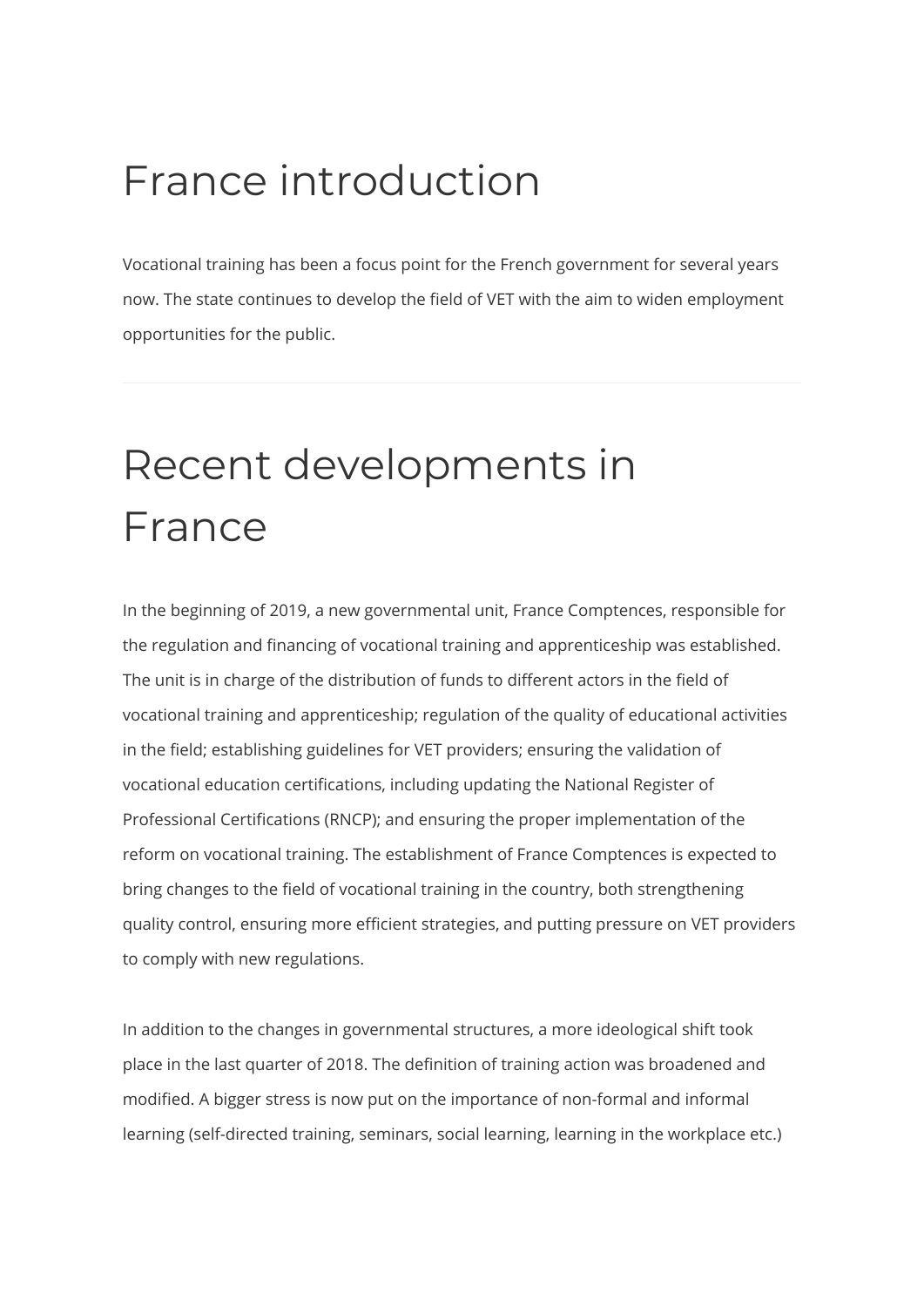# France introduction

Vocational training has been a focus point for the French government for several years now. The state continues to develop the field of VET with the aim to widen employment opportunities for the public.

---

# Recent developments in France

In the beginning of 2019, a new governmental unit, France Comptences, responsible for the regulation and financing of vocational training and apprenticeship was established. The unit is in charge of the distribution of funds to different actors in the field of vocational training and apprenticeship; regulation of the quality of educational activities in the field; establishing guidelines for VET providers; ensuring the validation of vocational education certifications, including updating the National Register of Professional Certifications (RNCP); and ensuring the proper implementation of the reform on vocational training. The establishment of France Comptences is expected to bring changes to the field of vocational training in the country, both strengthening quality control, ensuring more efficient strategies, and putting pressure on VET providers to comply with new regulations.

In addition to the changes in governmental structures, a more ideological shift took place in the last quarter of 2018. The definition of training action was broadened and modified. A bigger stress is now put on the importance of non-formal and informal learning (self-directed training, seminars, social learning, learning in the workplace etc.)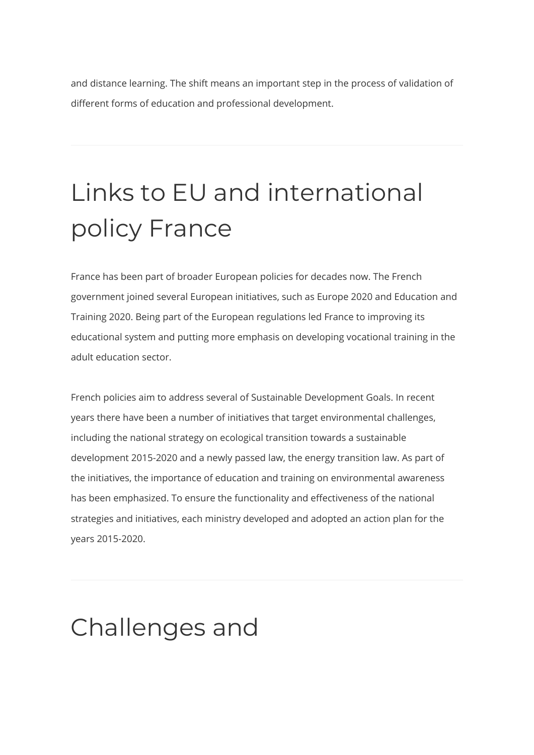and distance learning. The shift means an important step in the process of validation of different forms of education and professional development.

---

# Links to EU and international policy France

France has been part of broader European policies for decades now. The French government joined several European initiatives, such as Europe 2020 and Education and Training 2020. Being part of the European regulations led France to improving its educational system and putting more emphasis on developing vocational training in the adult education sector.

French policies aim to address several of Sustainable Development Goals. In recent years there have been a number of initiatives that target environmental challenges, including the national strategy on ecological transition towards a sustainable development 2015-2020 and a newly passed law, the energy transition law. As part of the initiatives, the importance of education and training on environmental awareness has been emphasized. To ensure the functionality and effectiveness of the national strategies and initiatives, each ministry developed and adopted an action plan for the years 2015-2020.

---

# Challenges and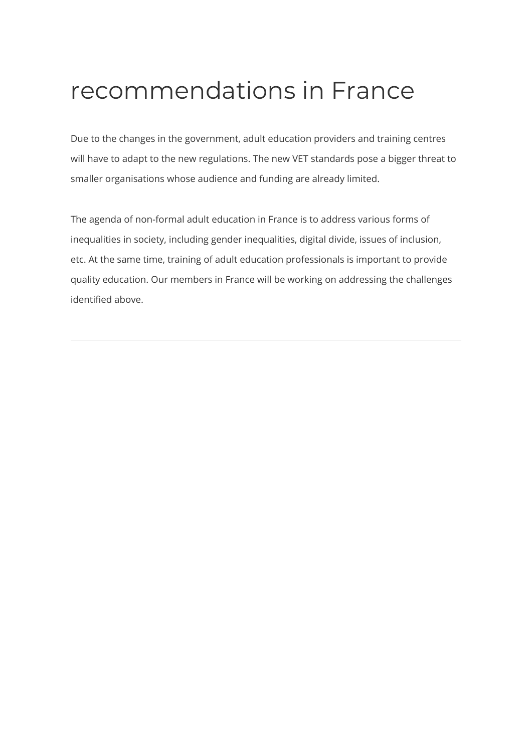# recommendations in France

Due to the changes in the government, adult education providers and training centres will have to adapt to the new regulations. The new VET standards pose a bigger threat to smaller organisations whose audience and funding are already limited.

The agenda of non-formal adult education in France is to address various forms of inequalities in society, including gender inequalities, digital divide, issues of inclusion, etc. At the same time, training of adult education professionals is important to provide quality education. Our members in France will be working on addressing the challenges identified above.

---